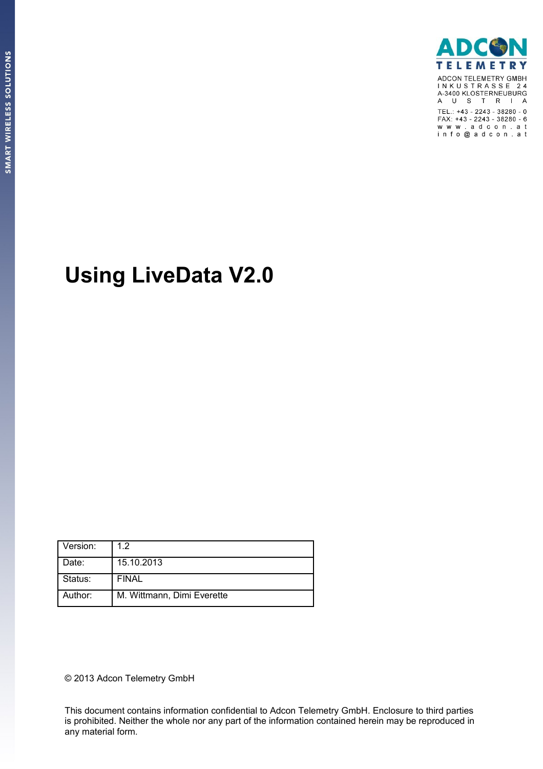SMART WIRELESS SOLUTIONS

ADCON TELEMETRY

ADCON TELEMETRY GMBH
INKUSTRASSE 24
A-3400 KLOSTERNEUBURG
AUSTRIA

TEL.: +43 - 2243 - 38280 - 0
FAX: +43 - 2243 - 38280 - 6
www.adcon.at
info@adcon.at

# Using LiveData V2.0

| Version: | 1.2 |
|---|---|
| Date: | 15.10.2013 |
| Status: | FINAL |
| Author: | M. Wittmann, Dimi Everette |

© 2013 Adcon Telemetry GmbH

This document contains information confidential to Adcon Telemetry GmbH. Enclosure to third parties is prohibited. Neither the whole nor any part of the information contained herein may be reproduced in any material form.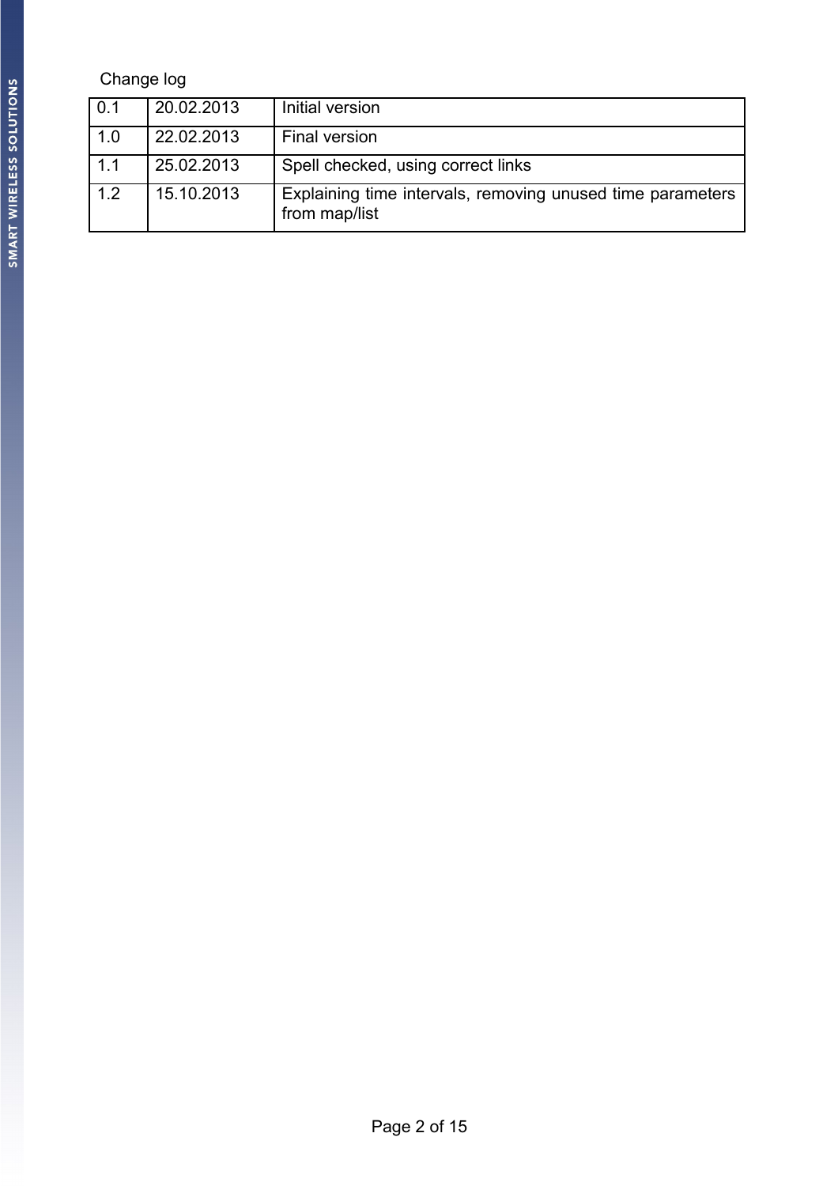Change log

| | | |
|---|---|---|
| 0.1 | 20.02.2013 | Initial version |
| 1.0 | 22.02.2013 | Final version |
| 1.1 | 25.02.2013 | Spell checked, using correct links |
| 1.2 | 15.10.2013 | Explaining time intervals, removing unused time parameters from map/list |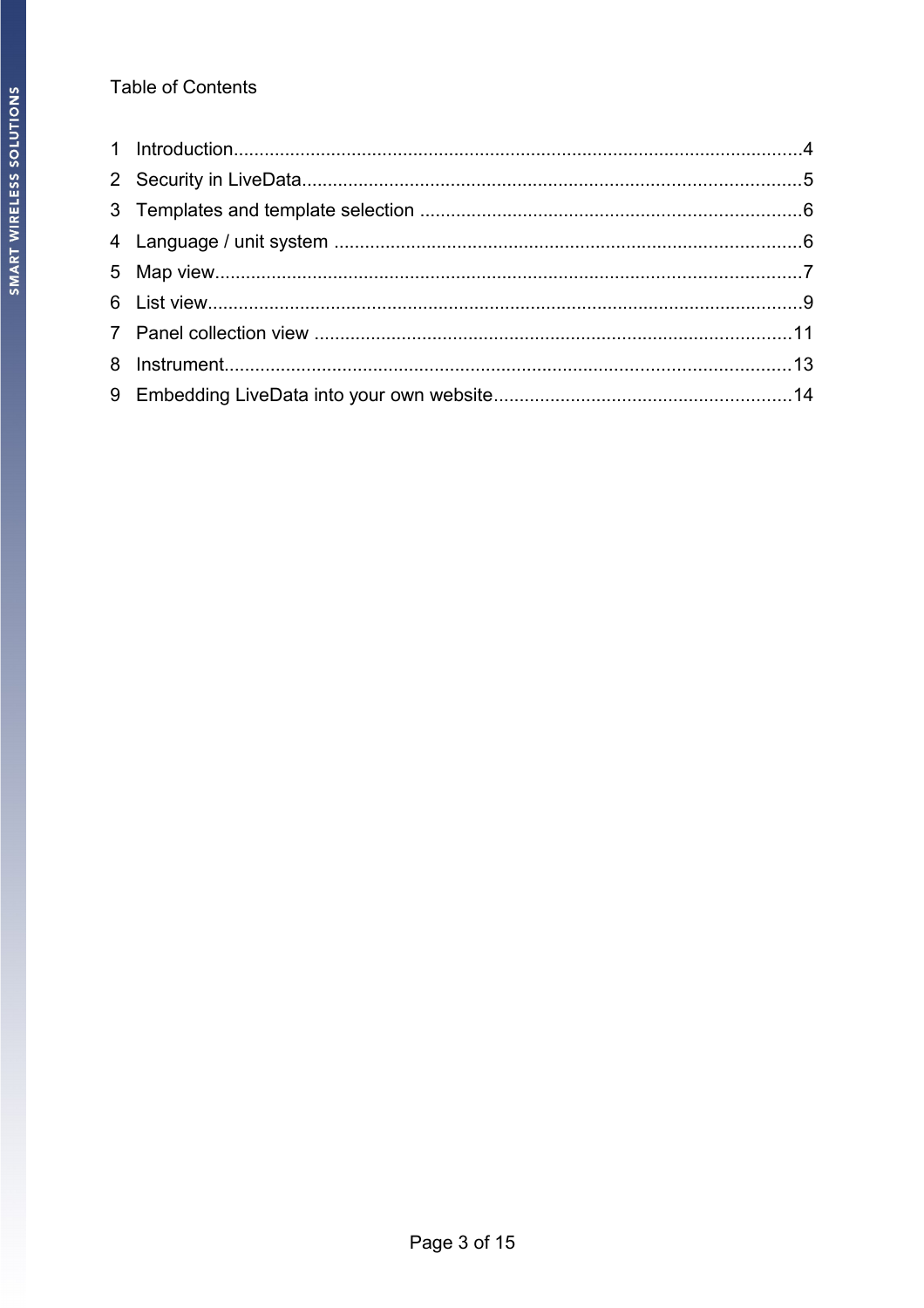Table of Contents

1 Introduction.....4
2 Security in LiveData.....5
3 Templates and template selection.....6
4 Language / unit system.....6
5 Map view.....7
6 List view.....9
7 Panel collection view.....11
8 Instrument.....13
9 Embedding LiveData into your own website.....14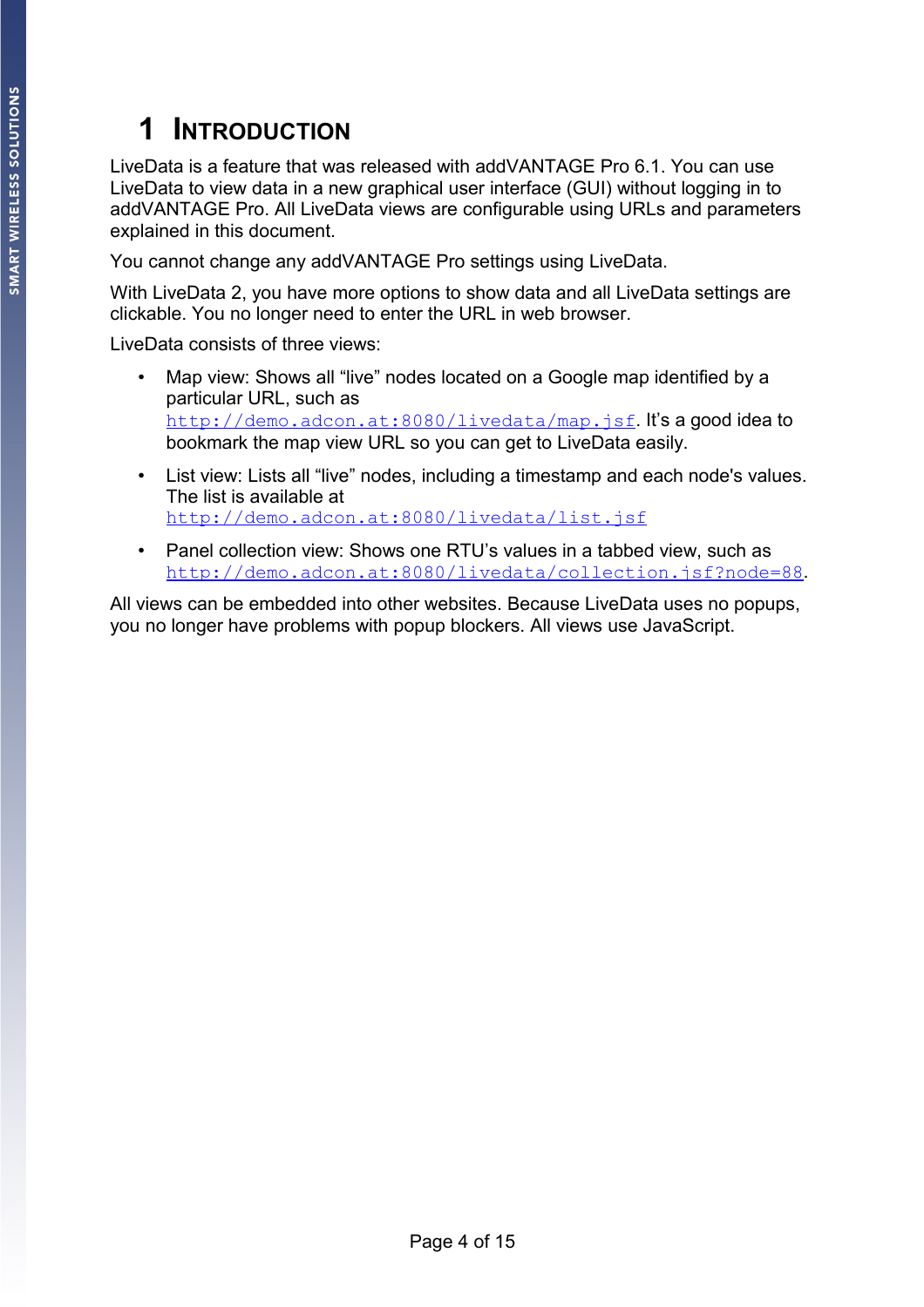# 1 Introduction

LiveData is a feature that was released with addVANTAGE Pro 6.1. You can use LiveData to view data in a new graphical user interface (GUI) without logging in to addVANTAGE Pro. All LiveData views are configurable using URLs and parameters explained in this document.

You cannot change any addVANTAGE Pro settings using LiveData.

With LiveData 2, you have more options to show data and all LiveData settings are clickable. You no longer need to enter the URL in web browser.

LiveData consists of three views:

- Map view: Shows all "live" nodes located on a Google map identified by a particular URL, such as http://demo.adcon.at:8080/livedata/map.jsf. It's a good idea to bookmark the map view URL so you can get to LiveData easily.
- List view: Lists all "live" nodes, including a timestamp and each node's values. The list is available at http://demo.adcon.at:8080/livedata/list.jsf
- Panel collection view: Shows one RTU's values in a tabbed view, such as http://demo.adcon.at:8080/livedata/collection.jsf?node=88.

All views can be embedded into other websites. Because LiveData uses no popups, you no longer have problems with popup blockers. All views use JavaScript.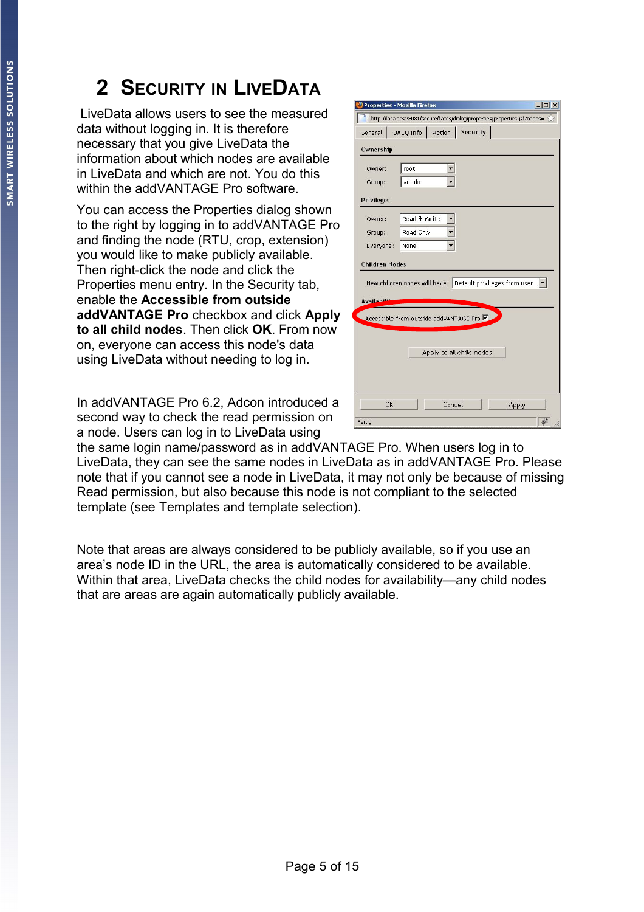# 2 SECURITY IN LIVEDATA

LiveData allows users to see the measured data without logging in. It is therefore necessary that you give LiveData the information about which nodes are available in LiveData and which are not. You do this within the addVANTAGE Pro software.

You can access the Properties dialog shown to the right by logging in to addVANTAGE Pro and finding the node (RTU, crop, extension) you would like to make publicly available. Then right-click the node and click the Properties menu entry. In the Security tab, enable the **Accessible from outside addVANTAGE Pro** checkbox and click **Apply to all child nodes**. Then click **OK**. From now on, everyone can access this node's data using LiveData without needing to log in.

In addVANTAGE Pro 6.2, Adcon introduced a second way to check the read permission on a node. Users can log in to LiveData using the same login name/password as in addVANTAGE Pro. When users log in to LiveData, they can see the same nodes in LiveData as in addVANTAGE Pro. Please note that if you cannot see a node in LiveData, it may not only be because of missing Read permission, but also because this node is not compliant to the selected template (see Templates and template selection).

Note that areas are always considered to be publicly available, so if you use an area's node ID in the URL, the area is automatically considered to be available. Within that area, LiveData checks the child nodes for availability—any child nodes that are areas are again automatically publicly available.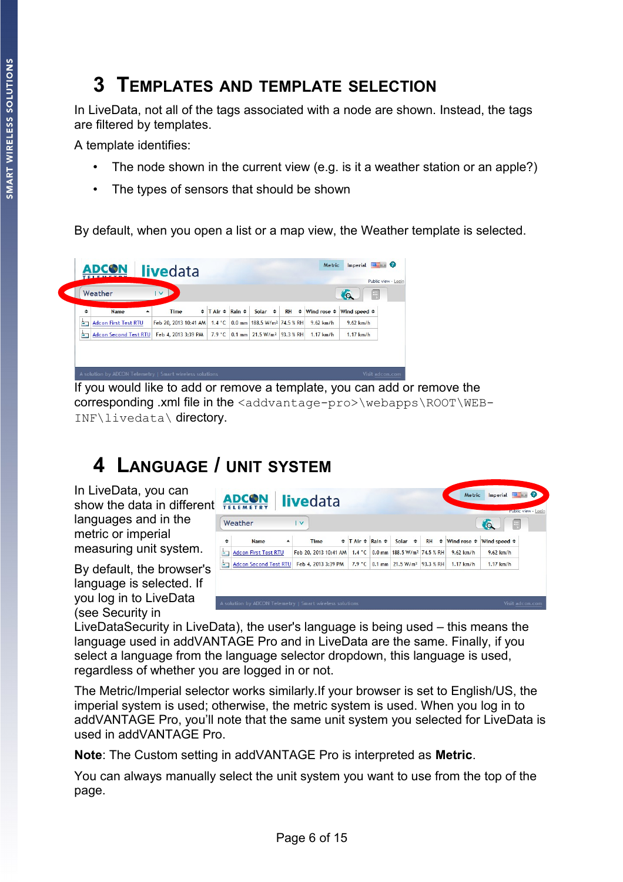# 3 Templates and Template Selection

In LiveData, not all of the tags associated with a node are shown. Instead, the tags are filtered by templates.

A template identifies:

- The node shown in the current view (e.g. is it a weather station or an apple?)
- The types of sensors that should be shown

By default, when you open a list or a map view, the Weather template is selected.

If you would like to add or remove a template, you can add or remove the corresponding .xml file in the `<addvantage-pro>\webapps\ROOT\WEB-INF\livedata\` directory.

# 4 Language / Unit System

In LiveData, you can show the data in different languages and in the metric or imperial measuring unit system.

By default, the browser's language is selected. If you log in to LiveData (see Security in LiveDataSecurity in LiveData), the user's language is being used – this means the language used in addVANTAGE Pro and in LiveData are the same. Finally, if you select a language from the language selector dropdown, this language is used, regardless of whether you are logged in or not.

The Metric/Imperial selector works similarly.If your browser is set to English/US, the imperial system is used; otherwise, the metric system is used. When you log in to addVANTAGE Pro, you'll note that the same unit system you selected for LiveData is used in addVANTAGE Pro.

**Note**: The Custom setting in addVANTAGE Pro is interpreted as **Metric**.

You can always manually select the unit system you want to use from the top of the page.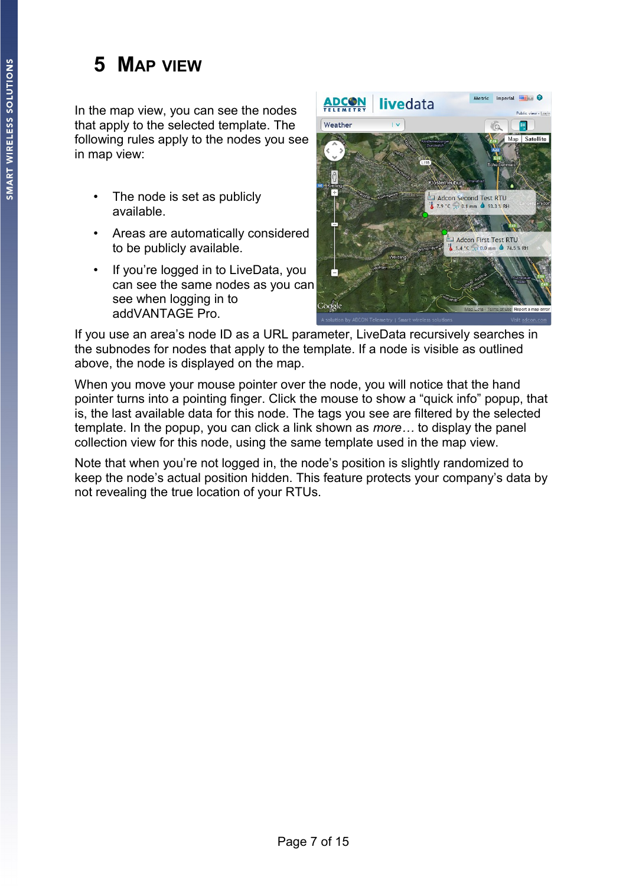# 5 Map view

In the map view, you can see the nodes that apply to the selected template. The following rules apply to the nodes you see in map view:

- The node is set as publicly available.
- Areas are automatically considered to be publicly available.
- If you're logged in to LiveData, you can see the same nodes as you can see when logging in to addVANTAGE Pro.

If you use an area's node ID as a URL parameter, LiveData recursively searches in the subnodes for nodes that apply to the template. If a node is visible as outlined above, the node is displayed on the map.

When you move your mouse pointer over the node, you will notice that the hand pointer turns into a pointing finger. Click the mouse to show a "quick info" popup, that is, the last available data for this node. The tags you see are filtered by the selected template. In the popup, you can click a link shown as *more…* to display the panel collection view for this node, using the same template used in the map view.

Note that when you're not logged in, the node's position is slightly randomized to keep the node's actual position hidden. This feature protects your company's data by not revealing the true location of your RTUs.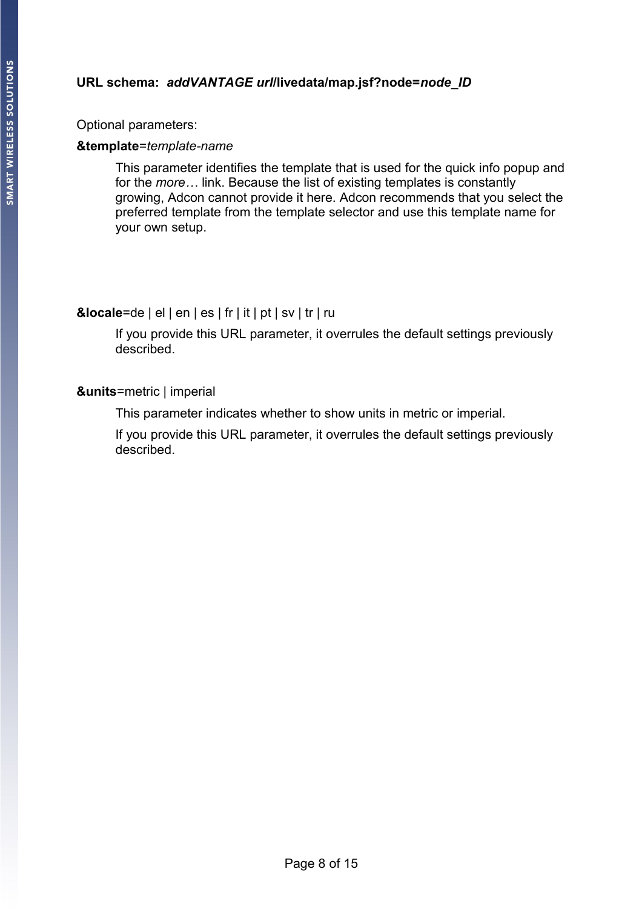**URL schema:** ***addVANTAGE url*/livedata/map.jsf?node=*node_ID***

Optional parameters:

**&template**=*template-name*

> This parameter identifies the template that is used for the quick info popup and for the *more…* link. Because the list of existing templates is constantly growing, Adcon cannot provide it here. Adcon recommends that you select the preferred template from the template selector and use this template name for your own setup.

**&locale**=de | el | en | es | fr | it | pt | sv | tr | ru

> If you provide this URL parameter, it overrules the default settings previously described.

**&units**=metric | imperial

> This parameter indicates whether to show units in metric or imperial.
>
> If you provide this URL parameter, it overrules the default settings previously described.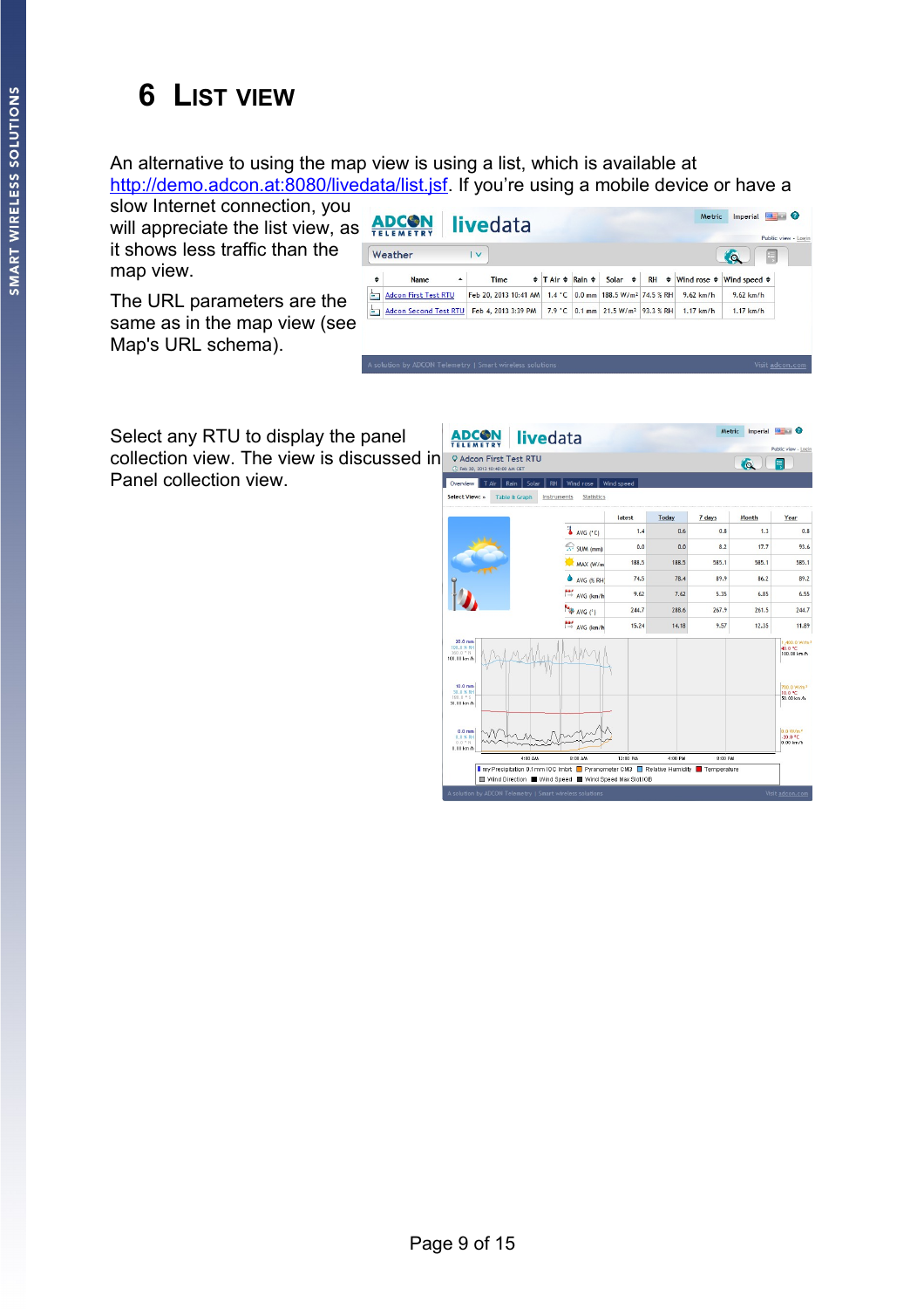# 6 List view

An alternative to using the map view is using a list, which is available at http://demo.adcon.at:8080/livedata/list.jsf. If you're using a mobile device or have a slow Internet connection, you will appreciate the list view, as it shows less traffic than the map view.

The URL parameters are the same as in the map view (see Map's URL schema).

Select any RTU to display the panel collection view. The view is discussed in Panel collection view.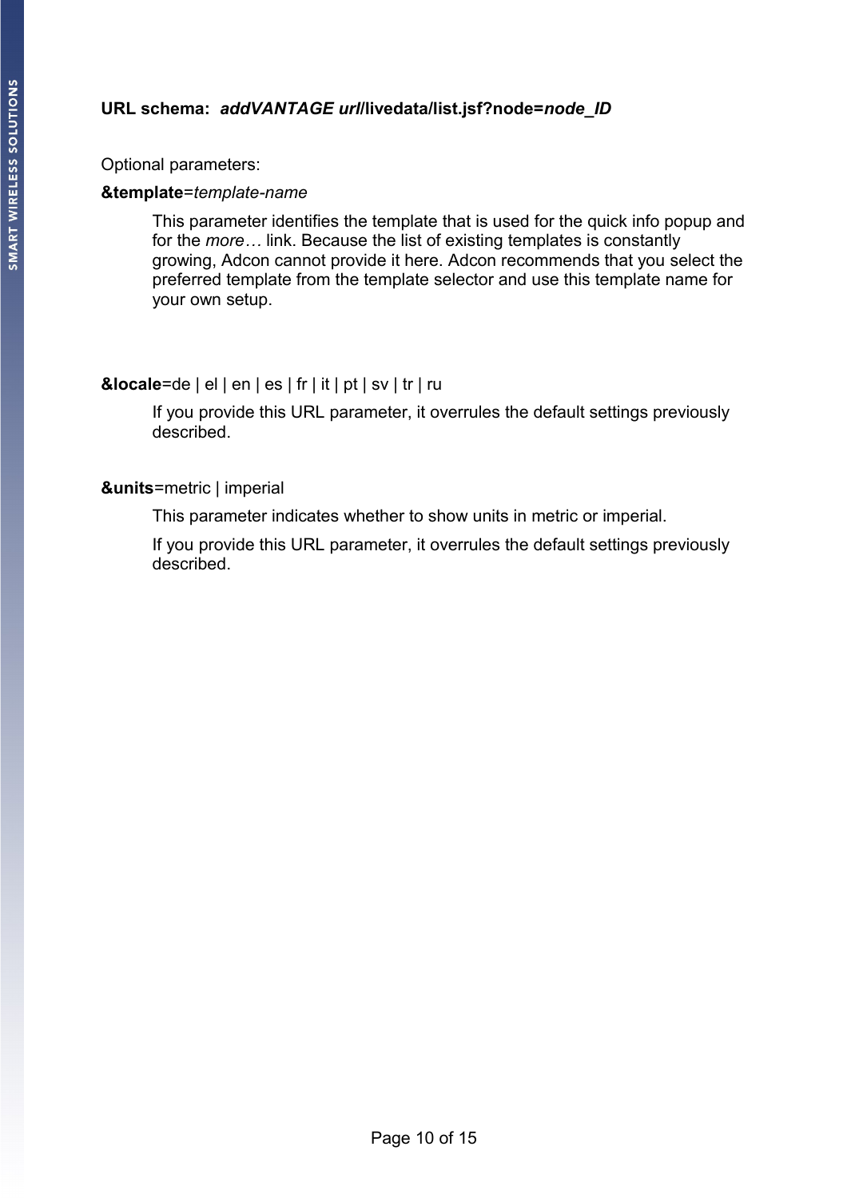**URL schema:** ***addVANTAGE url*/livedata/list.jsf?node=*node_ID***

Optional parameters:

**&template**=*template-name*

> This parameter identifies the template that is used for the quick info popup and for the *more…* link. Because the list of existing templates is constantly growing, Adcon cannot provide it here. Adcon recommends that you select the preferred template from the template selector and use this template name for your own setup.

**&locale**=de | el | en | es | fr | it | pt | sv | tr | ru

> If you provide this URL parameter, it overrules the default settings previously described.

**&units**=metric | imperial

> This parameter indicates whether to show units in metric or imperial.
>
> If you provide this URL parameter, it overrules the default settings previously described.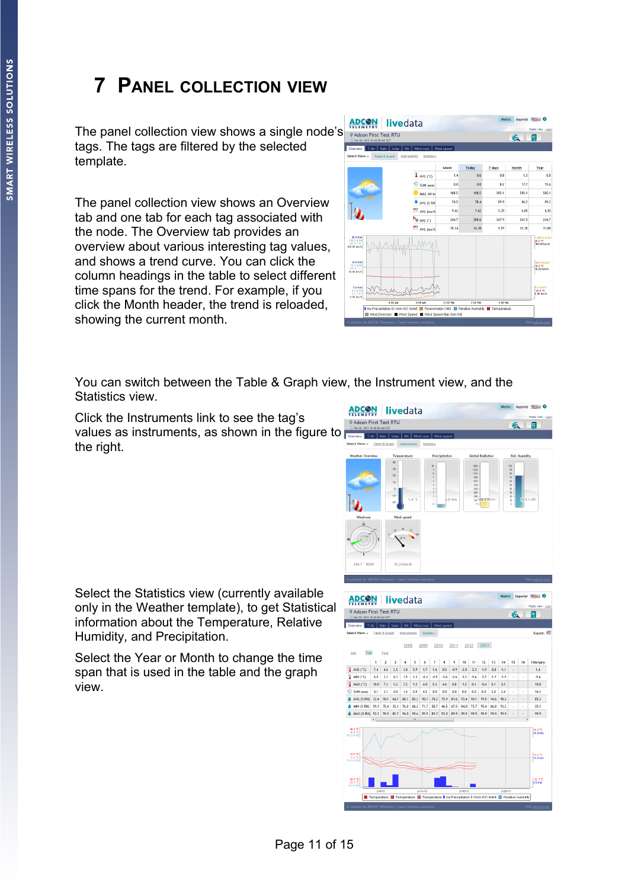# 7 PANEL COLLECTION VIEW

The panel collection view shows a single node's tags. The tags are filtered by the selected template.

The panel collection view shows an Overview tab and one tab for each tag associated with the node. The Overview tab provides an overview about various interesting tag values, and shows a trend curve. You can click the column headings in the table to select different time spans for the trend. For example, if you click the Month header, the trend is reloaded, showing the current month.

You can switch between the Table & Graph view, the Instrument view, and the Statistics view.

Click the Instruments link to see the tag's values as instruments, as shown in the figure to the right.

Select the Statistics view (currently available only in the Weather template), to get Statistical information about the Temperature, Relative Humidity, and Precipitation.

Select the Year or Month to change the time span that is used in the table and the graph view.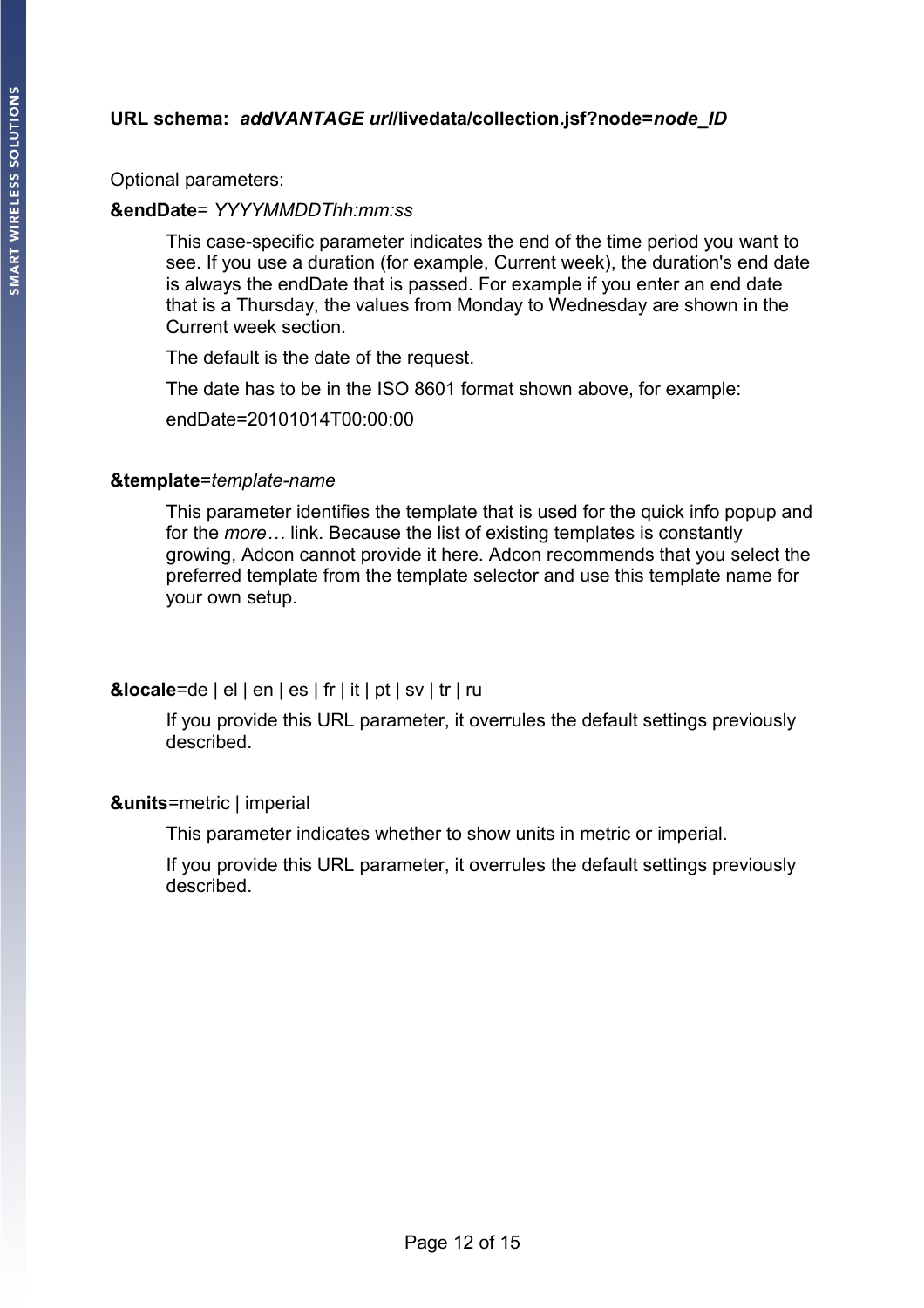**URL schema:** ***addVANTAGE url*/livedata/collection.jsf?node=*node_ID***

Optional parameters:

**&endDate**= *YYYYMMDDThh:mm:ss*

This case-specific parameter indicates the end of the time period you want to see. If you use a duration (for example, Current week), the duration's end date is always the endDate that is passed. For example if you enter an end date that is a Thursday, the values from Monday to Wednesday are shown in the Current week section.

The default is the date of the request.

The date has to be in the ISO 8601 format shown above, for example:

endDate=20101014T00:00:00

**&template**=*template-name*

This parameter identifies the template that is used for the quick info popup and for the *more…* link. Because the list of existing templates is constantly growing, Adcon cannot provide it here. Adcon recommends that you select the preferred template from the template selector and use this template name for your own setup.

**&locale**=de | el | en | es | fr | it | pt | sv | tr | ru

If you provide this URL parameter, it overrules the default settings previously described.

**&units**=metric | imperial

This parameter indicates whether to show units in metric or imperial.

If you provide this URL parameter, it overrules the default settings previously described.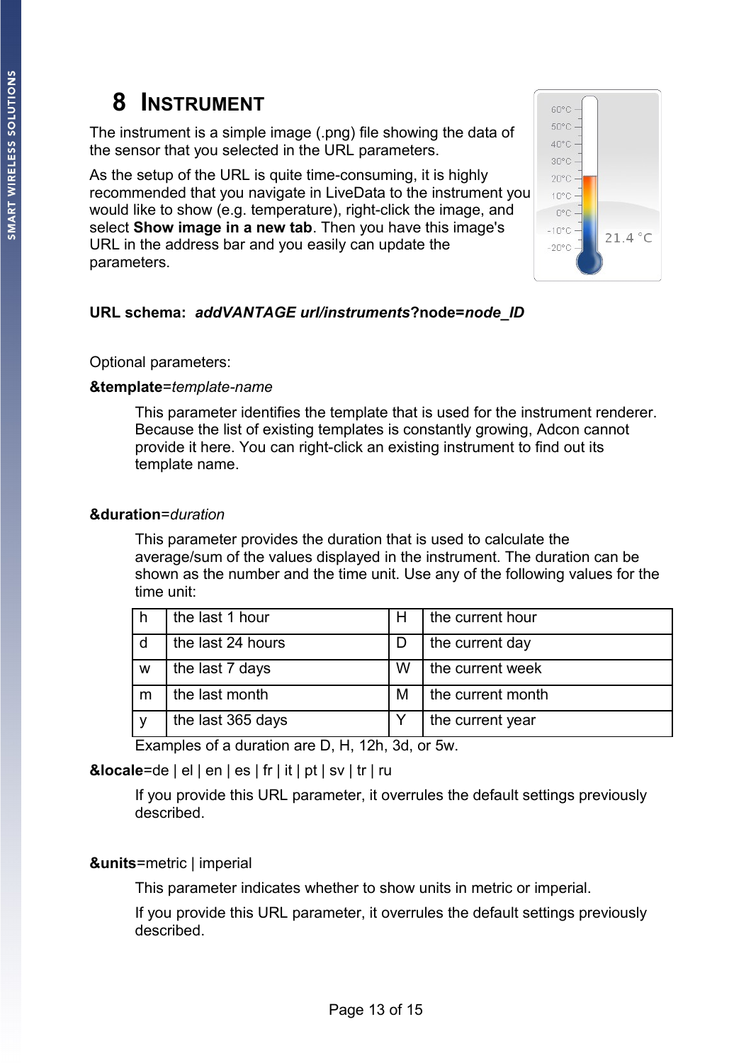# 8 Instrument

The instrument is a simple image (.png) file showing the data of the sensor that you selected in the URL parameters.

As the setup of the URL is quite time-consuming, it is highly recommended that you navigate in LiveData to the instrument you would like to show (e.g. temperature), right-click the image, and select **Show image in a new tab**. Then you have this image's URL in the address bar and you easily can update the parameters.

**URL schema:** ***addVANTAGE url/instruments*****?node=*****node_ID***

Optional parameters:

**&template**=*template-name*

This parameter identifies the template that is used for the instrument renderer. Because the list of existing templates is constantly growing, Adcon cannot provide it here. You can right-click an existing instrument to find out its template name.

**&duration**=*duration*

This parameter provides the duration that is used to calculate the average/sum of the values displayed in the instrument. The duration can be shown as the number and the time unit. Use any of the following values for the time unit:

| | | | |
|---|---|---|---|
| h | the last 1 hour | H | the current hour |
| d | the last 24 hours | D | the current day |
| w | the last 7 days | W | the current week |
| m | the last month | M | the current month |
| y | the last 365 days | Y | the current year |

Examples of a duration are D, H, 12h, 3d, or 5w.

**&locale**=de | el | en | es | fr | it | pt | sv | tr | ru

If you provide this URL parameter, it overrules the default settings previously described.

**&units**=metric | imperial

This parameter indicates whether to show units in metric or imperial.

If you provide this URL parameter, it overrules the default settings previously described.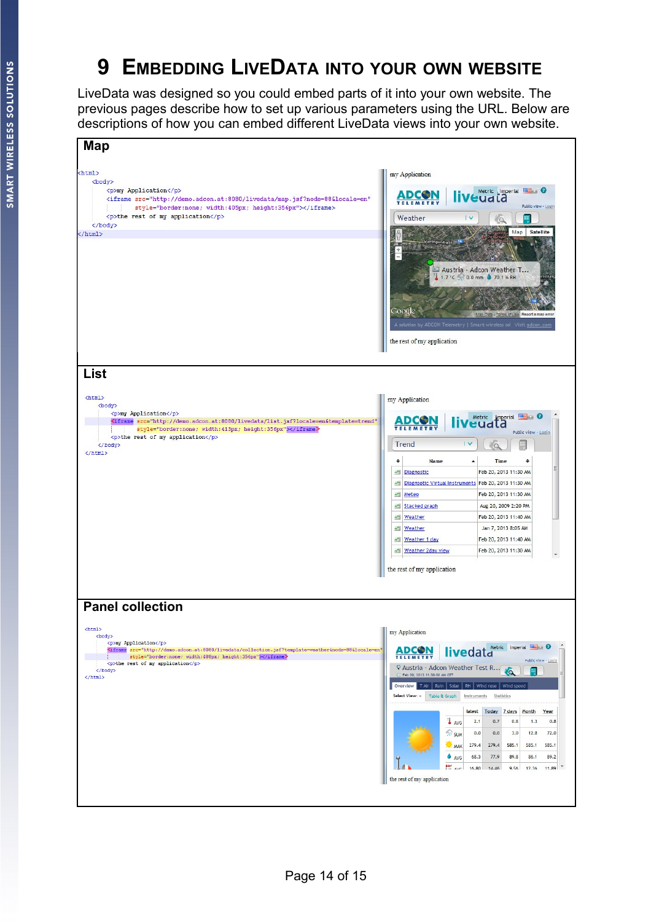# 9 Embedding LiveData into your own website

LiveData was designed so you could embed parts of it into your own website. The previous pages describe how to set up various parameters using the URL. Below are descriptions of how you can embed different LiveData views into your own website.

## Map

```html
<html>
    <body>
        <p>my Application</p>
        <iframe src="http://demo.adcon.at:8080/livedata/map.jsf?node=88&locale=en"
                style="border:none; width:405px; height:356px"></iframe>
        <p>the rest of my application</p>
    </body>
</html>
```

## List

```html
<html>
    <body>
        <p>my Application</p>
        <iframe src="http://demo.adcon.at:8080/livedata/list.jsf?locale=en&template=trend"
                style="border:none; width:413px; height:356px"></iframe>
        <p>the rest of my application</p>
    </body>
</html>
```

## Panel collection

```html
<html>
    <body>
        <p>my Application</p>
        <iframe src="http://demo.adcon.at:8080/livedata/collection.jsf?template=weather&node=88&locale=en"
                style="border:none; width:488px; height:356px"></iframe>
        <p>the rest of my application</p>
    </body>
</html>
```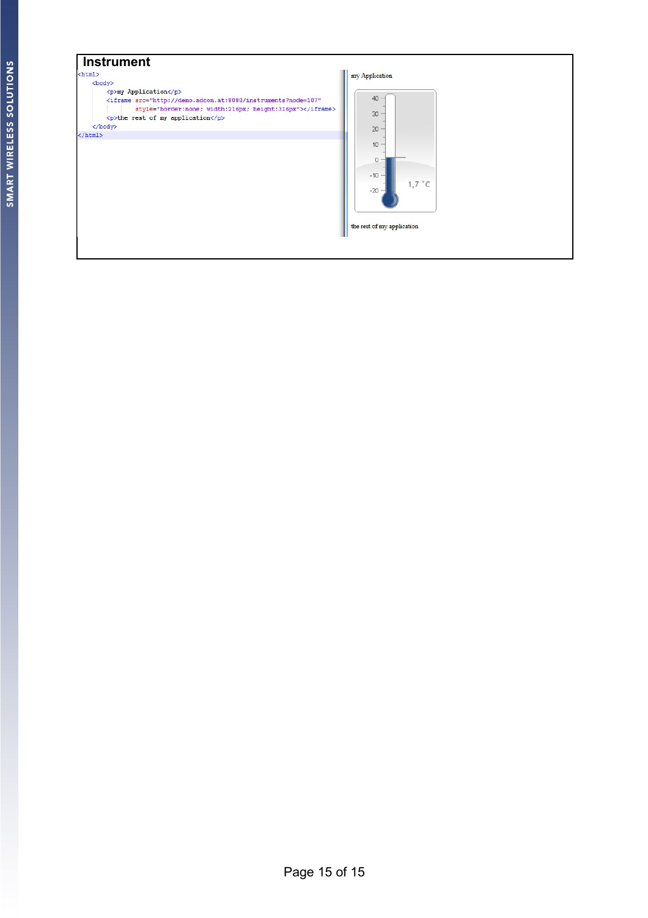**Instrument**

```
<html>
    <body>
        <p>my Application</p>
        <iframe src="http://demo.adcon.at:8080/instruments?node=107"
                style="border:none; width:216px; height:316px"></iframe>
        <p>the rest of my application</p>
    </body>
</html>
```

my Application

40
30
20
10
0
-10
-20
1,7 °C

the rest of my application